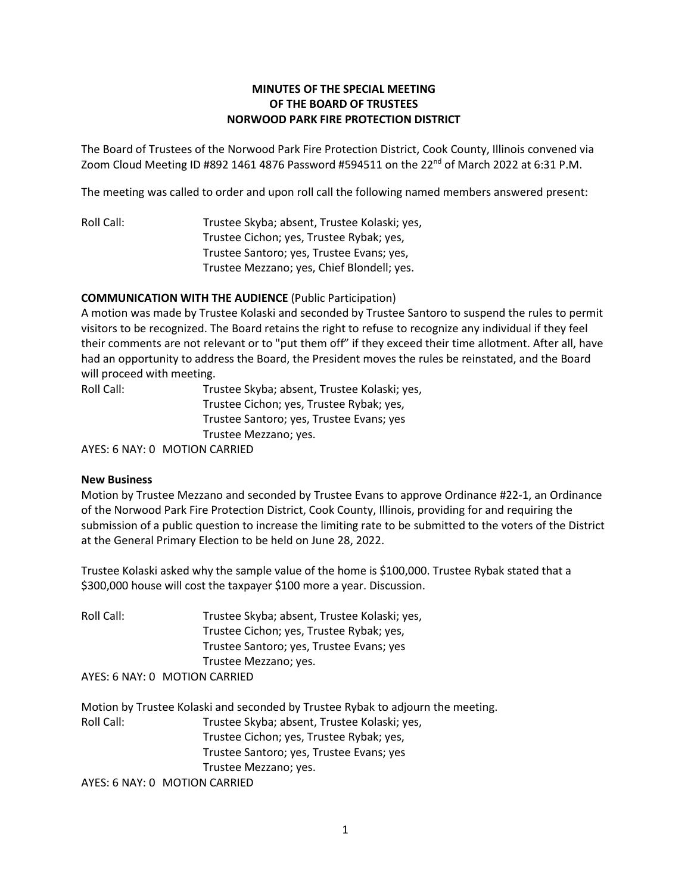**MINUTES OF THE SPECIAL MEETING**
**OF THE BOARD OF TRUSTEES**
**NORWOOD PARK FIRE PROTECTION DISTRICT**

The Board of Trustees of the Norwood Park Fire Protection District, Cook County, Illinois convened via Zoom Cloud Meeting ID #892 1461 4876 Password #594511 on the 22nd of March 2022 at 6:31 P.M.

The meeting was called to order and upon roll call the following named members answered present:

Roll Call: Trustee Skyba; absent, Trustee Kolaski; yes,
Trustee Cichon; yes, Trustee Rybak; yes,
Trustee Santoro; yes, Trustee Evans; yes,
Trustee Mezzano; yes, Chief Blondell; yes.

**COMMUNICATION WITH THE AUDIENCE** (Public Participation)

A motion was made by Trustee Kolaski and seconded by Trustee Santoro to suspend the rules to permit visitors to be recognized. The Board retains the right to refuse to recognize any individual if they feel their comments are not relevant or to "put them off" if they exceed their time allotment. After all, have had an opportunity to address the Board, the President moves the rules be reinstated, and the Board will proceed with meeting.

Roll Call: Trustee Skyba; absent, Trustee Kolaski; yes,
Trustee Cichon; yes, Trustee Rybak; yes,
Trustee Santoro; yes, Trustee Evans; yes
Trustee Mezzano; yes.

AYES: 6 NAY: 0 MOTION CARRIED

**New Business**

Motion by Trustee Mezzano and seconded by Trustee Evans to approve Ordinance #22-1, an Ordinance of the Norwood Park Fire Protection District, Cook County, Illinois, providing for and requiring the submission of a public question to increase the limiting rate to be submitted to the voters of the District at the General Primary Election to be held on June 28, 2022.

Trustee Kolaski asked why the sample value of the home is $100,000. Trustee Rybak stated that a $300,000 house will cost the taxpayer $100 more a year. Discussion.

Roll Call: Trustee Skyba; absent, Trustee Kolaski; yes,
Trustee Cichon; yes, Trustee Rybak; yes,
Trustee Santoro; yes, Trustee Evans; yes
Trustee Mezzano; yes.

AYES: 6 NAY: 0 MOTION CARRIED

Motion by Trustee Kolaski and seconded by Trustee Rybak to adjourn the meeting.

Roll Call: Trustee Skyba; absent, Trustee Kolaski; yes,
Trustee Cichon; yes, Trustee Rybak; yes,
Trustee Santoro; yes, Trustee Evans; yes
Trustee Mezzano; yes.

AYES: 6 NAY: 0 MOTION CARRIED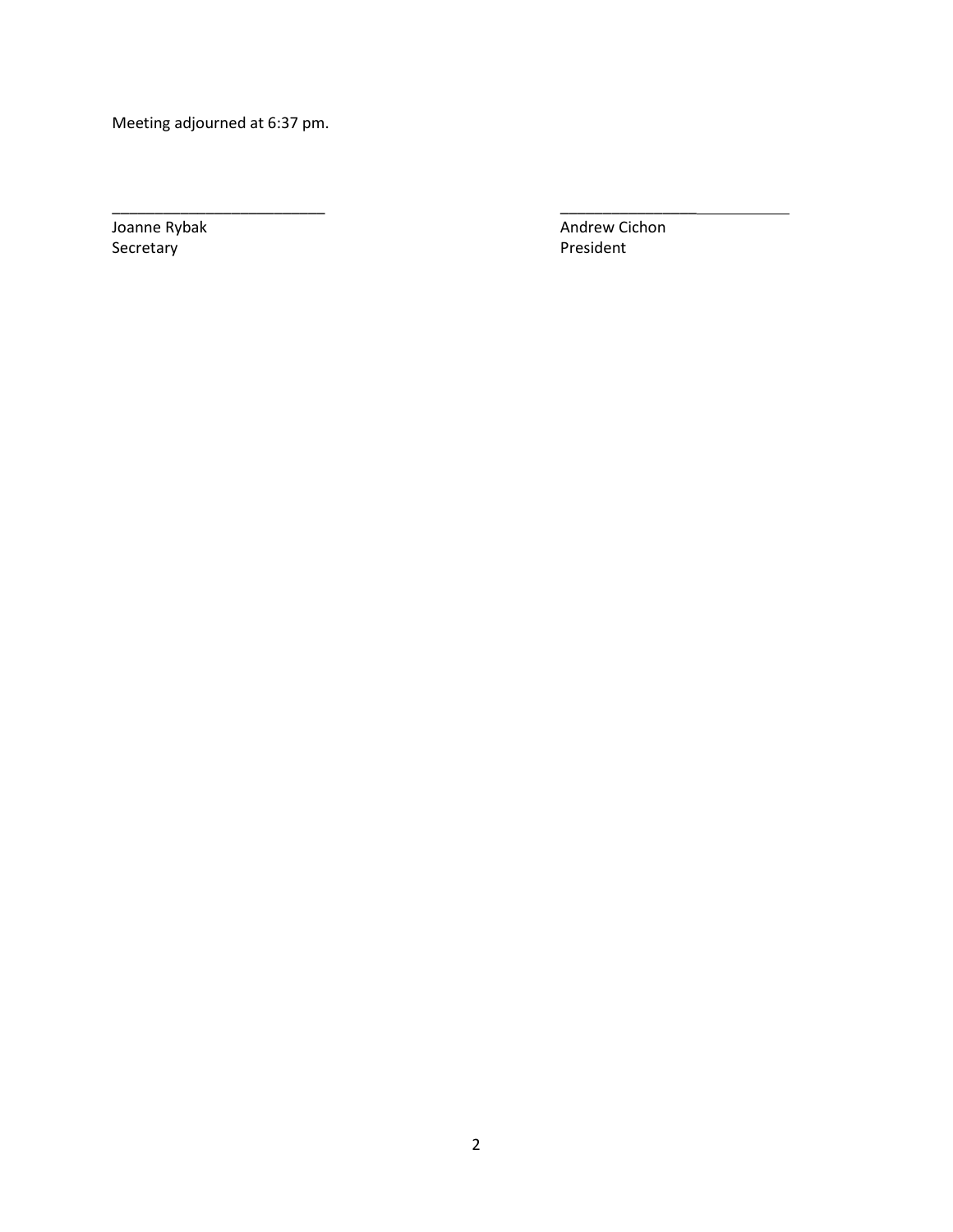Meeting adjourned at 6:37 pm.

| | |
|---|---|
| _________________________ | _________________________ |
| Joanne Rybak | Andrew Cichon |
| Secretary | President |